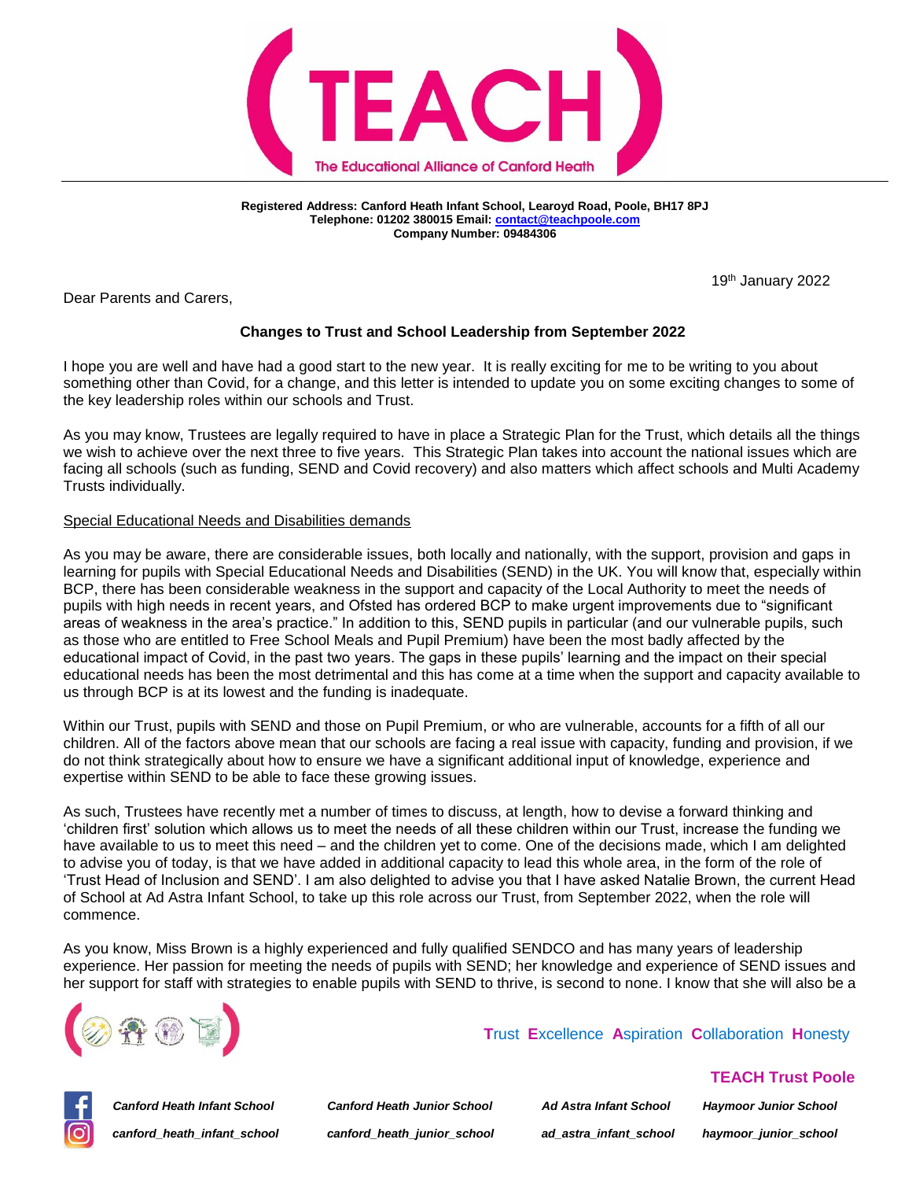# TEACH

The Educational Alliance of Canford Heath

**Registered Address: Canford Heath Infant School, Learoyd Road, Poole, BH17 8PJ**
**Telephone: 01202 380015 Email: contact@teachpoole.com**
**Company Number: 09484306**

19th January 2022

Dear Parents and Carers,

**Changes to Trust and School Leadership from September 2022**

I hope you are well and have had a good start to the new year. It is really exciting for me to be writing to you about something other than Covid, for a change, and this letter is intended to update you on some exciting changes to some of the key leadership roles within our schools and Trust.

As you may know, Trustees are legally required to have in place a Strategic Plan for the Trust, which details all the things we wish to achieve over the next three to five years. This Strategic Plan takes into account the national issues which are facing all schools (such as funding, SEND and Covid recovery) and also matters which affect schools and Multi Academy Trusts individually.

Special Educational Needs and Disabilities demands

As you may be aware, there are considerable issues, both locally and nationally, with the support, provision and gaps in learning for pupils with Special Educational Needs and Disabilities (SEND) in the UK. You will know that, especially within BCP, there has been considerable weakness in the support and capacity of the Local Authority to meet the needs of pupils with high needs in recent years, and Ofsted has ordered BCP to make urgent improvements due to "significant areas of weakness in the area's practice." In addition to this, SEND pupils in particular (and our vulnerable pupils, such as those who are entitled to Free School Meals and Pupil Premium) have been the most badly affected by the educational impact of Covid, in the past two years. The gaps in these pupils' learning and the impact on their special educational needs has been the most detrimental and this has come at a time when the support and capacity available to us through BCP is at its lowest and the funding is inadequate.

Within our Trust, pupils with SEND and those on Pupil Premium, or who are vulnerable, accounts for a fifth of all our children. All of the factors above mean that our schools are facing a real issue with capacity, funding and provision, if we do not think strategically about how to ensure we have a significant additional input of knowledge, experience and expertise within SEND to be able to face these growing issues.

As such, Trustees have recently met a number of times to discuss, at length, how to devise a forward thinking and 'children first' solution which allows us to meet the needs of all these children within our Trust, increase the funding we have available to us to meet this need – and the children yet to come. One of the decisions made, which I am delighted to advise you of today, is that we have added in additional capacity to lead this whole area, in the form of the role of 'Trust Head of Inclusion and SEND'. I am also delighted to advise you that I have asked Natalie Brown, the current Head of School at Ad Astra Infant School, to take up this role across our Trust, from September 2022, when the role will commence.

As you know, Miss Brown is a highly experienced and fully qualified SENDCO and has many years of leadership experience. Her passion for meeting the needs of pupils with SEND; her knowledge and experience of SEND issues and her support for staff with strategies to enable pupils with SEND to thrive, is second to none. I know that she will also be a

**T**rust **E**xcellence **A**spiration **C**ollaboration **H**onesty

**TEACH Trust Poole**

| | | | |
|---|---|---|---|
| *Canford Heath Infant School* | *Canford Heath Junior School* | *Ad Astra Infant School* | *Haymoor Junior School* |
| *canford_heath_infant_school* | *canford_heath_junior_school* | *ad_astra_infant_school* | *haymoor_junior_school* |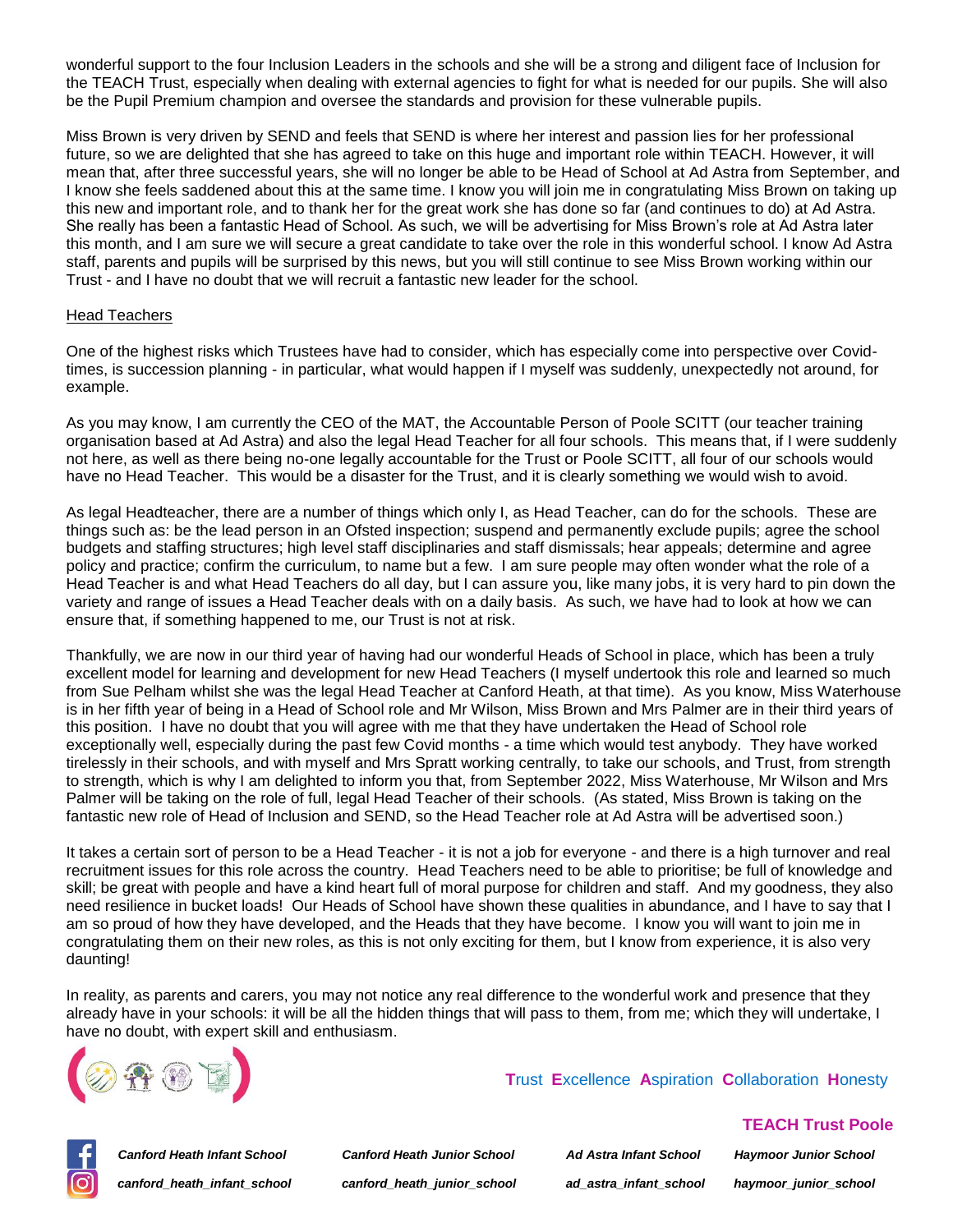wonderful support to the four Inclusion Leaders in the schools and she will be a strong and diligent face of Inclusion for the TEACH Trust, especially when dealing with external agencies to fight for what is needed for our pupils. She will also be the Pupil Premium champion and oversee the standards and provision for these vulnerable pupils.

Miss Brown is very driven by SEND and feels that SEND is where her interest and passion lies for her professional future, so we are delighted that she has agreed to take on this huge and important role within TEACH. However, it will mean that, after three successful years, she will no longer be able to be Head of School at Ad Astra from September, and I know she feels saddened about this at the same time. I know you will join me in congratulating Miss Brown on taking up this new and important role, and to thank her for the great work she has done so far (and continues to do) at Ad Astra. She really has been a fantastic Head of School. As such, we will be advertising for Miss Brown's role at Ad Astra later this month, and I am sure we will secure a great candidate to take over the role in this wonderful school. I know Ad Astra staff, parents and pupils will be surprised by this news, but you will still continue to see Miss Brown working within our Trust - and I have no doubt that we will recruit a fantastic new leader for the school.

## Head Teachers

One of the highest risks which Trustees have had to consider, which has especially come into perspective over Covid-times, is succession planning - in particular, what would happen if I myself was suddenly, unexpectedly not around, for example.

As you may know, I am currently the CEO of the MAT, the Accountable Person of Poole SCITT (our teacher training organisation based at Ad Astra) and also the legal Head Teacher for all four schools. This means that, if I were suddenly not here, as well as there being no-one legally accountable for the Trust or Poole SCITT, all four of our schools would have no Head Teacher. This would be a disaster for the Trust, and it is clearly something we would wish to avoid.

As legal Headteacher, there are a number of things which only I, as Head Teacher, can do for the schools. These are things such as: be the lead person in an Ofsted inspection; suspend and permanently exclude pupils; agree the school budgets and staffing structures; high level staff disciplinaries and staff dismissals; hear appeals; determine and agree policy and practice; confirm the curriculum, to name but a few. I am sure people may often wonder what the role of a Head Teacher is and what Head Teachers do all day, but I can assure you, like many jobs, it is very hard to pin down the variety and range of issues a Head Teacher deals with on a daily basis. As such, we have had to look at how we can ensure that, if something happened to me, our Trust is not at risk.

Thankfully, we are now in our third year of having had our wonderful Heads of School in place, which has been a truly excellent model for learning and development for new Head Teachers (I myself undertook this role and learned so much from Sue Pelham whilst she was the legal Head Teacher at Canford Heath, at that time). As you know, Miss Waterhouse is in her fifth year of being in a Head of School role and Mr Wilson, Miss Brown and Mrs Palmer are in their third years of this position. I have no doubt that you will agree with me that they have undertaken the Head of School role exceptionally well, especially during the past few Covid months - a time which would test anybody. They have worked tirelessly in their schools, and with myself and Mrs Spratt working centrally, to take our schools, and Trust, from strength to strength, which is why I am delighted to inform you that, from September 2022, Miss Waterhouse, Mr Wilson and Mrs Palmer will be taking on the role of full, legal Head Teacher of their schools. (As stated, Miss Brown is taking on the fantastic new role of Head of Inclusion and SEND, so the Head Teacher role at Ad Astra will be advertised soon.)

It takes a certain sort of person to be a Head Teacher - it is not a job for everyone - and there is a high turnover and real recruitment issues for this role across the country. Head Teachers need to be able to prioritise; be full of knowledge and skill; be great with people and have a kind heart full of moral purpose for children and staff. And my goodness, they also need resilience in bucket loads! Our Heads of School have shown these qualities in abundance, and I have to say that I am so proud of how they have developed, and the Heads that they have become. I know you will want to join me in congratulating them on their new roles, as this is not only exciting for them, but I know from experience, it is also very daunting!

In reality, as parents and carers, you may not notice any real difference to the wonderful work and presence that they already have in your schools: it will be all the hidden things that will pass to them, from me; which they will undertake, I have no doubt, with expert skill and enthusiasm.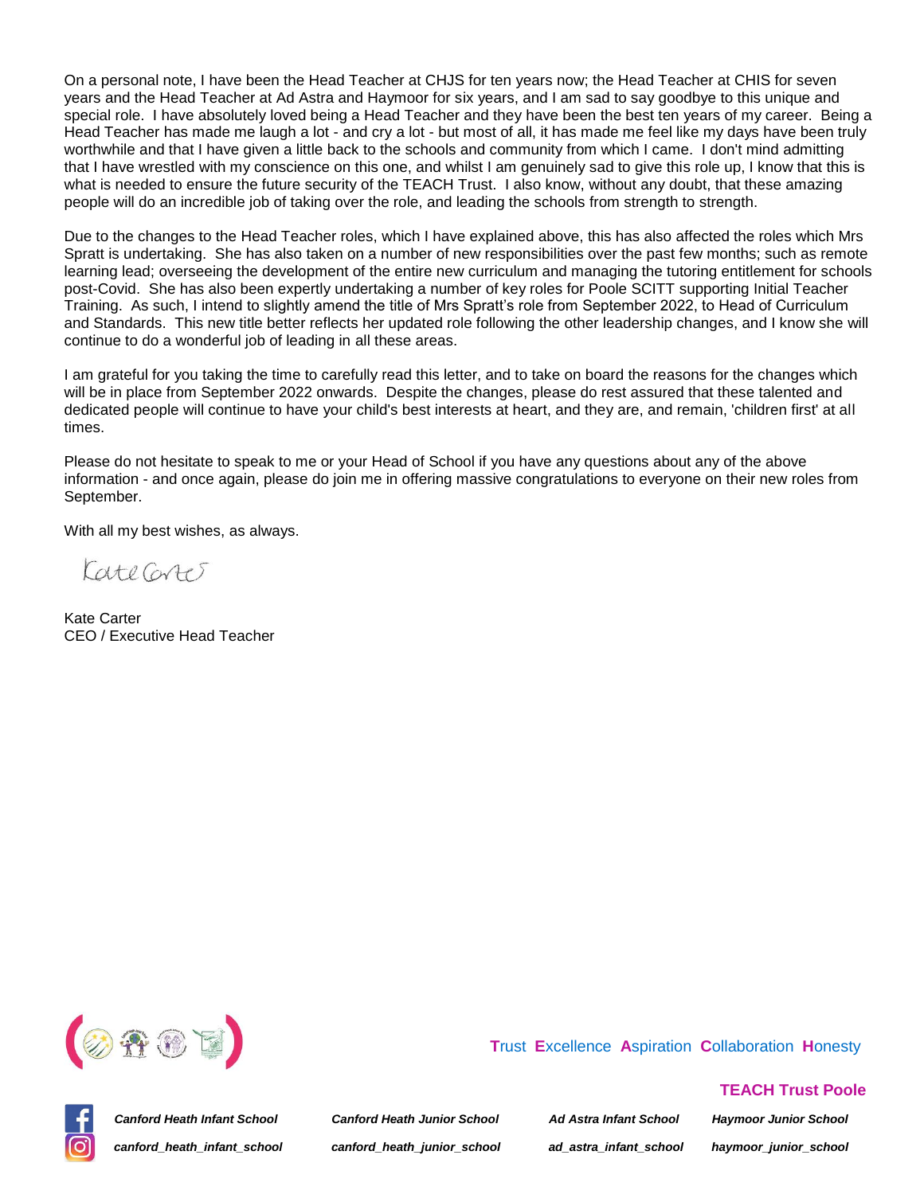On a personal note, I have been the Head Teacher at CHJS for ten years now; the Head Teacher at CHIS for seven years and the Head Teacher at Ad Astra and Haymoor for six years, and I am sad to say goodbye to this unique and special role. I have absolutely loved being a Head Teacher and they have been the best ten years of my career. Being a Head Teacher has made me laugh a lot - and cry a lot - but most of all, it has made me feel like my days have been truly worthwhile and that I have given a little back to the schools and community from which I came. I don't mind admitting that I have wrestled with my conscience on this one, and whilst I am genuinely sad to give this role up, I know that this is what is needed to ensure the future security of the TEACH Trust. I also know, without any doubt, that these amazing people will do an incredible job of taking over the role, and leading the schools from strength to strength.

Due to the changes to the Head Teacher roles, which I have explained above, this has also affected the roles which Mrs Spratt is undertaking. She has also taken on a number of new responsibilities over the past few months; such as remote learning lead; overseeing the development of the entire new curriculum and managing the tutoring entitlement for schools post-Covid. She has also been expertly undertaking a number of key roles for Poole SCITT supporting Initial Teacher Training. As such, I intend to slightly amend the title of Mrs Spratt's role from September 2022, to Head of Curriculum and Standards. This new title better reflects her updated role following the other leadership changes, and I know she will continue to do a wonderful job of leading in all these areas.

I am grateful for you taking the time to carefully read this letter, and to take on board the reasons for the changes which will be in place from September 2022 onwards. Despite the changes, please do rest assured that these talented and dedicated people will continue to have your child's best interests at heart, and they are, and remain, 'children first' at all times.

Please do not hesitate to speak to me or your Head of School if you have any questions about any of the above information - and once again, please do join me in offering massive congratulations to everyone on their new roles from September.

With all my best wishes, as always.

Kate Carter

Kate Carter
CEO / Executive Head Teacher

Trust Excellence Aspiration Collaboration Honesty

**TEACH Trust Poole**

| Canford Heath Infant School | Canford Heath Junior School | Ad Astra Infant School | Haymoor Junior School |
|---|---|---|---|
| canford_heath_infant_school | canford_heath_junior_school | ad_astra_infant_school | haymoor_junior_school |